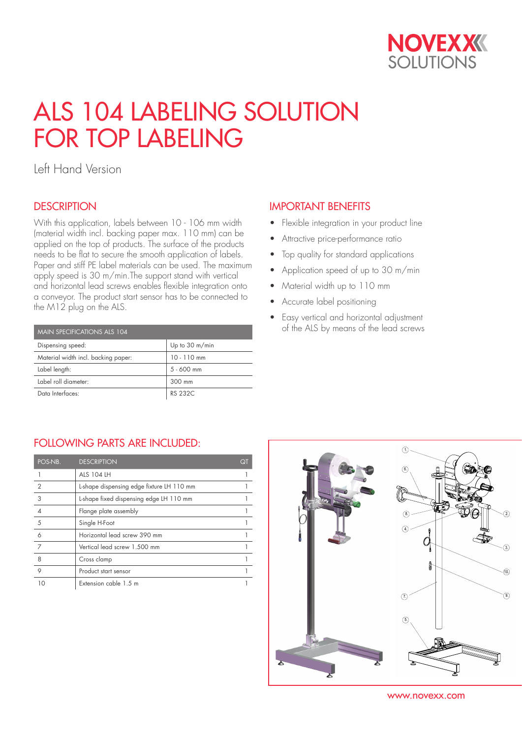NOVEXX SOLUTIONS

# ALS 104 LABELING SOLUTION FOR TOP LABELING

Left Hand Version

## DESCRIPTION

With this application, labels between 10 - 106 mm width (material width incl. backing paper max. 110 mm) can be applied on the top of products. The surface of the products needs to be flat to secure the smooth application of labels. Paper and stiff PE label materials can be used. The maximum apply speed is 30 m/min.The support stand with vertical and horizontal lead screws enables flexible integration onto a conveyor. The product start sensor has to be connected to the M12 plug on the ALS.

| MAIN SPECIFICATIONS ALS 104 | |
|---|---|
| Dispensing speed: | Up to 30 m/min |
| Material width incl. backing paper: | 10 - 110 mm |
| Label length: | 5 - 600 mm |
| Label roll diameter: | 300 mm |
| Data Interfaces: | RS 232C |

## IMPORTANT BENEFITS

- Flexible integration in your product line
- Attractive price-performance ratio
- Top quality for standard applications
- Application speed of up to 30 m/min
- Material width up to 110 mm
- Accurate label positioning
- Easy vertical and horizontal adjustment of the ALS by means of the lead screws

## FOLLOWING PARTS ARE INCLUDED:

| POS-NB. | DESCRIPTION | QT |
|---|---|---|
| 1 | ALS 104 LH | 1 |
| 2 | L-shape dispensing edge fixture LH 110 mm | 1 |
| 3 | L-shape fixed dispensing edge LH 110 mm | 1 |
| 4 | Flange plate assembly | 1 |
| 5 | Single H-Foot | 1 |
| 6 | Horizontal lead screw 390 mm | 1 |
| 7 | Vertical lead screw 1.500 mm | 1 |
| 8 | Cross clamp | 1 |
| 9 | Product start sensor | 1 |
| 10 | Extension cable 1.5 m | 1 |

www.novexx.com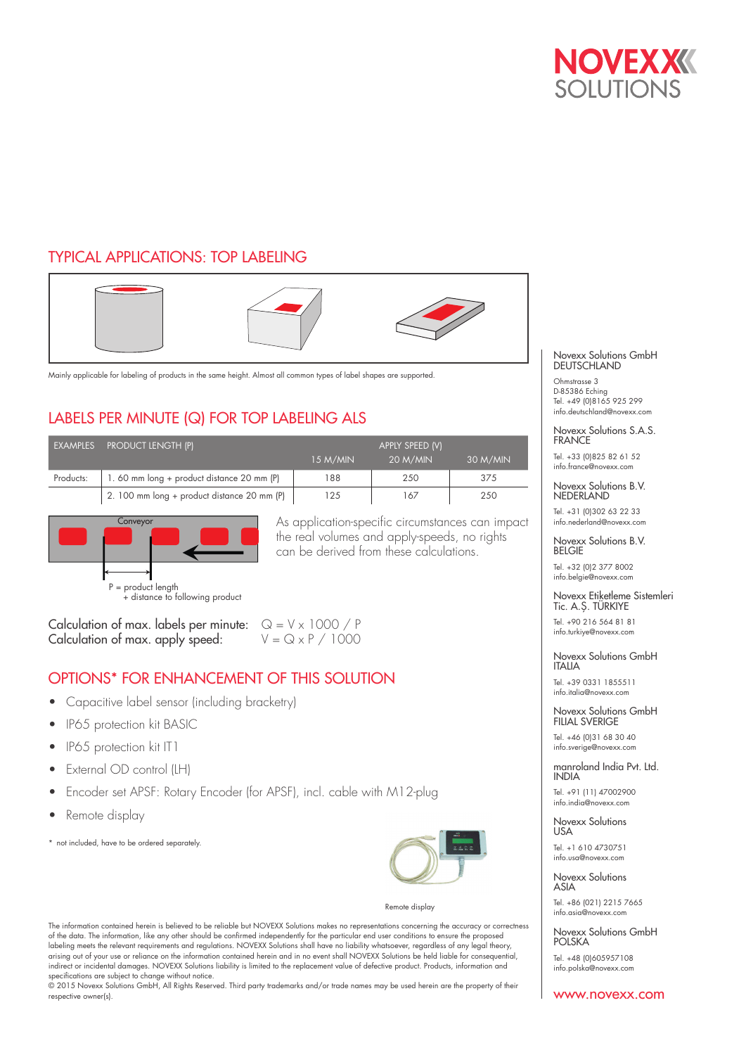## TYPICAL APPLICATIONS: TOP LABELING

Mainly applicable for labeling of products in the same height. Almost all common types of label shapes are supported.

## LABELS PER MINUTE (Q) FOR TOP LABELING ALS

| EXAMPLES | PRODUCT LENGTH (P) | APPLY SPEED (V) | | |
|---|---|---|---|---|
| | | 15 M/MIN | 20 M/MIN | 30 M/MIN |
| Products: | 1. 60 mm long + product distance 20 mm (P) | 188 | 250 | 375 |
| | 2. 100 mm long + product distance 20 mm (P) | 125 | 167 | 250 |

Conveyor

P = product length
+ distance to following product

As application-specific circumstances can impact the real volumes and apply-speeds, no rights can be derived from these calculations.

Calculation of max. labels per minute: $Q = V \times 1000 / P$
Calculation of max. apply speed: $V = Q \times P / 1000$

## OPTIONS* FOR ENHANCEMENT OF THIS SOLUTION

- Capacitive label sensor (including bracketry)
- IP65 protection kit BASIC
- IP65 protection kit IT1
- External OD control (LH)
- Encoder set APSF: Rotary Encoder (for APSF), incl. cable with M12-plug
- Remote display

\* not included, have to be ordered separately.

Remote display

The information contained herein is believed to be reliable but NOVEXX Solutions makes no representations concerning the accuracy or correctness of the data. The information, like any other should be confirmed independently for the particular end user conditions to ensure the proposed labeling meets the relevant requirements and regulations. NOVEXX Solutions shall have no liability whatsoever, regardless of any legal theory, arising out of your use or reliance on the information contained herein and in no event shall NOVEXX Solutions be held liable for consequential, indirect or incidental damages. NOVEXX Solutions liability is limited to the replacement value of defective product. Products, information and specifications are subject to change without notice.
© 2015 Novexx Solutions GmbH, All Rights Reserved. Third party trademarks and/or trade names may be used herein are the property of their respective owner(s).

Novexx Solutions GmbH
DEUTSCHLAND
Ohmstrasse 3
D-85386 Eching
Tel. +49 (0)8165 925 299
info.deutschland@novexx.com

Novexx Solutions S.A.S.
FRANCE
Tel. +33 (0)825 82 61 52
info.france@novexx.com

Novexx Solutions B.V.
NEDERLAND
Tel. +31 (0)302 63 22 33
info.nederland@novexx.com

Novexx Solutions B.V.
BELGIE
Tel. +32 (0)2 377 8002
info.belgie@novexx.com

Novexx Etiketleme Sistemleri Tic. A.Ş. TÜRKIYE
Tel. +90 216 564 81 81
info.turkiye@novexx.com

Novexx Solutions GmbH
ITALIA
Tel. +39 0331 1855511
info.italia@novexx.com

Novexx Solutions GmbH
FILIAL SVERIGE
Tel. +46 (0)31 68 30 40
info.sverige@novexx.com

manroland India Pvt. Ltd.
INDIA
Tel. +91 (11) 47002900
info.india@novexx.com

Novexx Solutions
USA
Tel. +1 610 4730751
info.usa@novexx.com

Novexx Solutions
ASIA
Tel. +86 (021) 2215 7665
info.asia@novexx.com

Novexx Solutions GmbH
POLSKA
Tel. +48 (0)605957108
info.polska@novexx.com

www.novexx.com